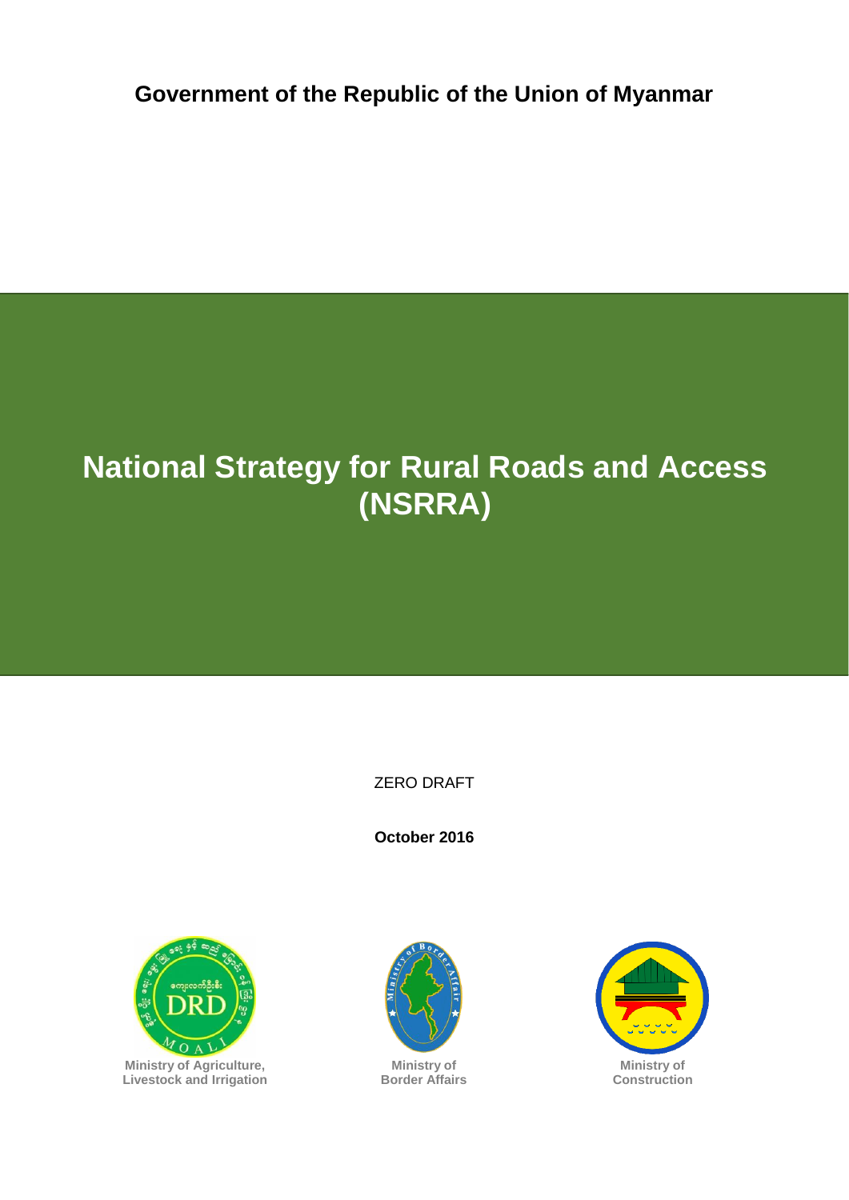**Government of the Republic of the Union of Myanmar**

# National Strategy for Rural Roads and Access (NSRRA)

ZERO DRAFT

**October 2016**

**Ministry of Agriculture, Livestock and Irrigation**

**Ministry of Border Affairs**

**Ministry of Construction**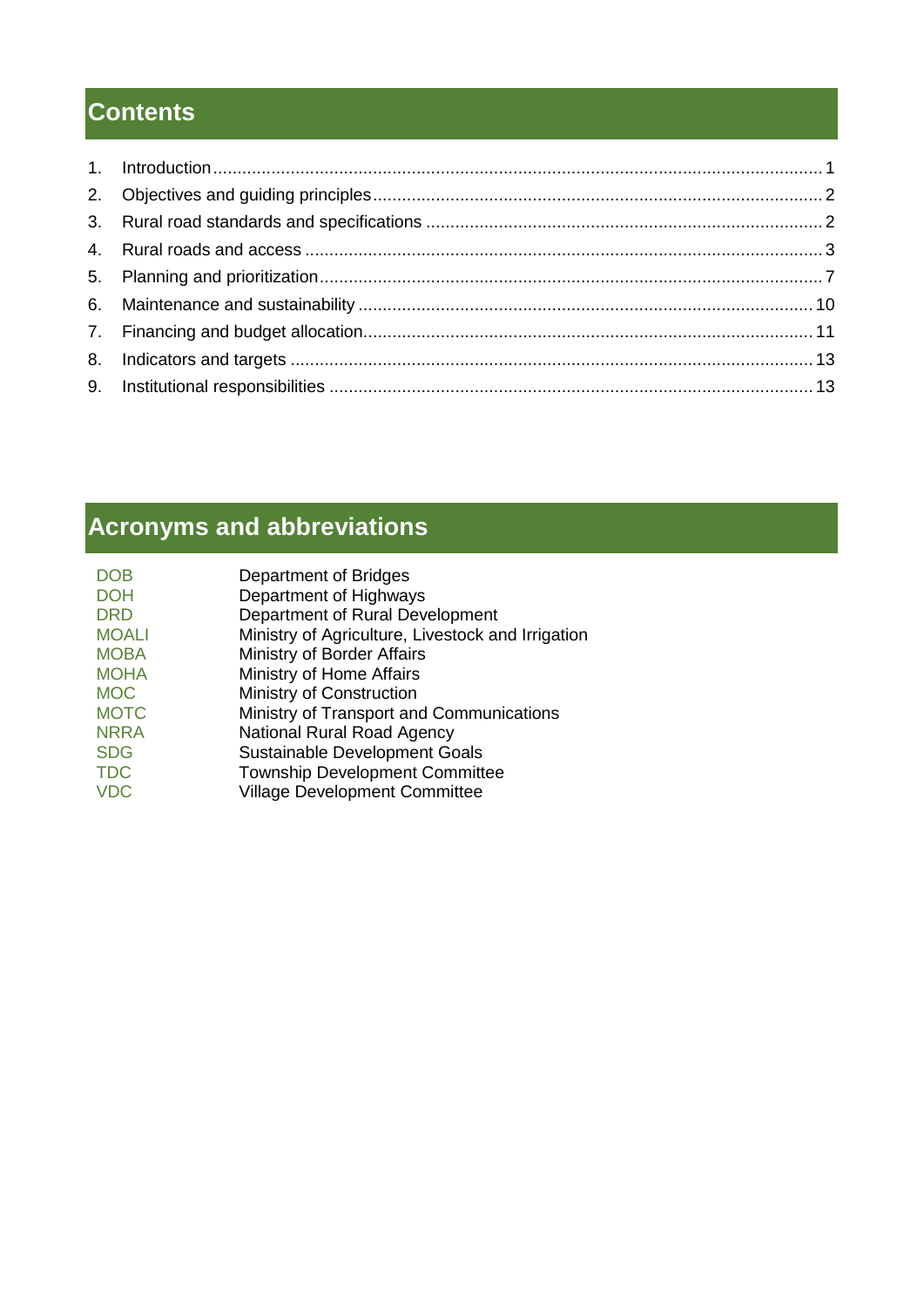## Contents

1. Introduction ........ 1
2. Objectives and guiding principles ........ 2
3. Rural road standards and specifications ........ 2
4. Rural roads and access ........ 3
5. Planning and prioritization ........ 7
6. Maintenance and sustainability ........ 10
7. Financing and budget allocation ........ 11
8. Indicators and targets ........ 13
9. Institutional responsibilities ........ 13

## Acronyms and abbreviations

| | |
|---|---|
| DOB | Department of Bridges |
| DOH | Department of Highways |
| DRD | Department of Rural Development |
| MOALI | Ministry of Agriculture, Livestock and Irrigation |
| MOBA | Ministry of Border Affairs |
| MOHA | Ministry of Home Affairs |
| MOC | Ministry of Construction |
| MOTC | Ministry of Transport and Communications |
| NRRA | National Rural Road Agency |
| SDG | Sustainable Development Goals |
| TDC | Township Development Committee |
| VDC | Village Development Committee |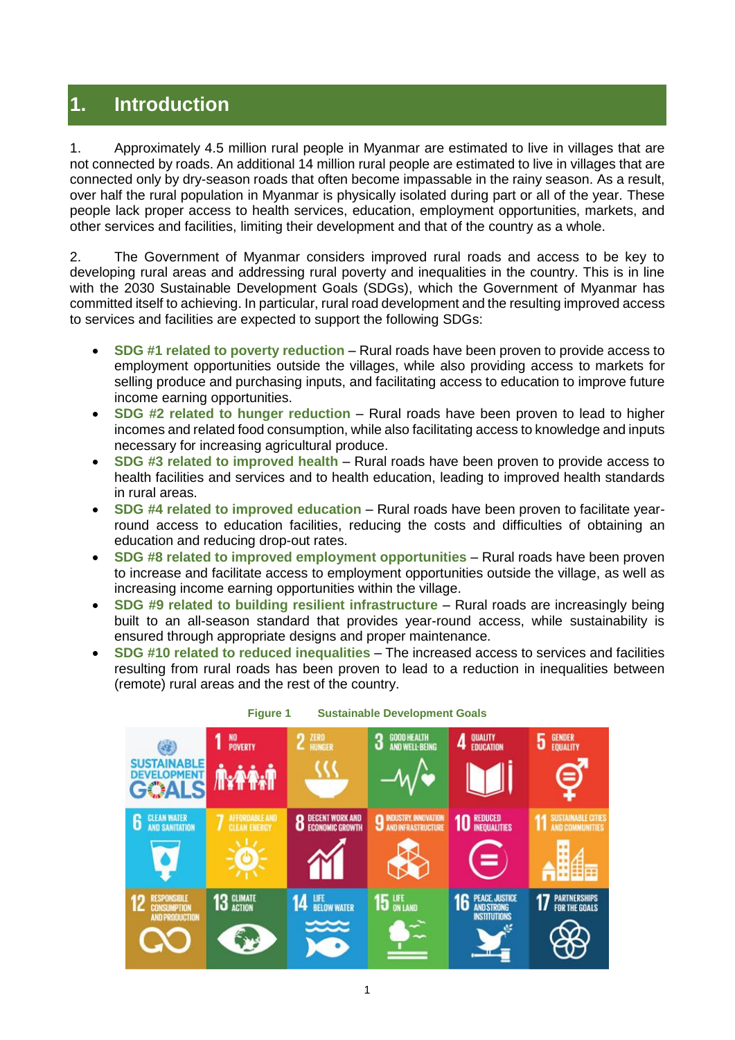# 1. Introduction

1. Approximately 4.5 million rural people in Myanmar are estimated to live in villages that are not connected by roads. An additional 14 million rural people are estimated to live in villages that are connected only by dry-season roads that often become impassable in the rainy season. As a result, over half the rural population in Myanmar is physically isolated during part or all of the year. These people lack proper access to health services, education, employment opportunities, markets, and other services and facilities, limiting their development and that of the country as a whole.

2. The Government of Myanmar considers improved rural roads and access to be key to developing rural areas and addressing rural poverty and inequalities in the country. This is in line with the 2030 Sustainable Development Goals (SDGs), which the Government of Myanmar has committed itself to achieving. In particular, rural road development and the resulting improved access to services and facilities are expected to support the following SDGs:

- **SDG #1 related to poverty reduction** – Rural roads have been proven to provide access to employment opportunities outside the villages, while also providing access to markets for selling produce and purchasing inputs, and facilitating access to education to improve future income earning opportunities.
- **SDG #2 related to hunger reduction** – Rural roads have been proven to lead to higher incomes and related food consumption, while also facilitating access to knowledge and inputs necessary for increasing agricultural produce.
- **SDG #3 related to improved health** – Rural roads have been proven to provide access to health facilities and services and to health education, leading to improved health standards in rural areas.
- **SDG #4 related to improved education** – Rural roads have been proven to facilitate year-round access to education facilities, reducing the costs and difficulties of obtaining an education and reducing drop-out rates.
- **SDG #8 related to improved employment opportunities** – Rural roads have been proven to increase and facilitate access to employment opportunities outside the village, as well as increasing income earning opportunities within the village.
- **SDG #9 related to building resilient infrastructure** – Rural roads are increasingly being built to an all-season standard that provides year-round access, while sustainability is ensured through appropriate designs and proper maintenance.
- **SDG #10 related to reduced inequalities** – The increased access to services and facilities resulting from rural roads has been proven to lead to a reduction in inequalities between (remote) rural areas and the rest of the country.

**Figure 1 Sustainable Development Goals**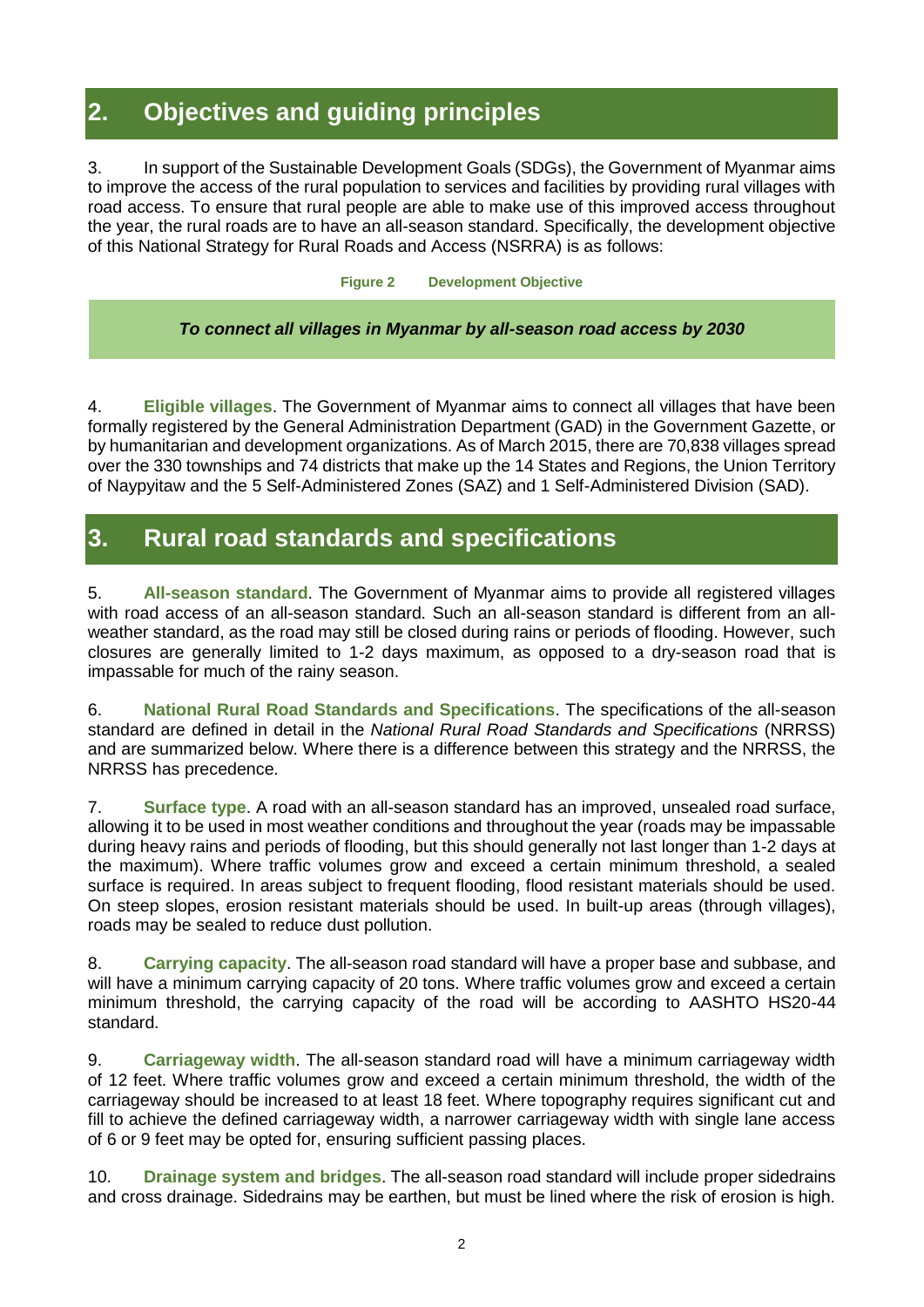## 2. Objectives and guiding principles

3. In support of the Sustainable Development Goals (SDGs), the Government of Myanmar aims to improve the access of the rural population to services and facilities by providing rural villages with road access. To ensure that rural people are able to make use of this improved access throughout the year, the rural roads are to have an all-season standard. Specifically, the development objective of this National Strategy for Rural Roads and Access (NSRRA) is as follows:

**Figure 2 Development Objective**

***To connect all villages in Myanmar by all-season road access by 2030***

4. **Eligible villages**. The Government of Myanmar aims to connect all villages that have been formally registered by the General Administration Department (GAD) in the Government Gazette, or by humanitarian and development organizations. As of March 2015, there are 70,838 villages spread over the 330 townships and 74 districts that make up the 14 States and Regions, the Union Territory of Naypyitaw and the 5 Self-Administered Zones (SAZ) and 1 Self-Administered Division (SAD).

## 3. Rural road standards and specifications

5. **All-season standard**. The Government of Myanmar aims to provide all registered villages with road access of an all-season standard. Such an all-season standard is different from an all-weather standard, as the road may still be closed during rains or periods of flooding. However, such closures are generally limited to 1-2 days maximum, as opposed to a dry-season road that is impassable for much of the rainy season.

6. **National Rural Road Standards and Specifications**. The specifications of the all-season standard are defined in detail in the *National Rural Road Standards and Specifications* (NRRSS) and are summarized below. Where there is a difference between this strategy and the NRRSS, the NRRSS has precedence.

7. **Surface type**. A road with an all-season standard has an improved, unsealed road surface, allowing it to be used in most weather conditions and throughout the year (roads may be impassable during heavy rains and periods of flooding, but this should generally not last longer than 1-2 days at the maximum). Where traffic volumes grow and exceed a certain minimum threshold, a sealed surface is required. In areas subject to frequent flooding, flood resistant materials should be used. On steep slopes, erosion resistant materials should be used. In built-up areas (through villages), roads may be sealed to reduce dust pollution.

8. **Carrying capacity**. The all-season road standard will have a proper base and subbase, and will have a minimum carrying capacity of 20 tons. Where traffic volumes grow and exceed a certain minimum threshold, the carrying capacity of the road will be according to AASHTO HS20-44 standard.

9. **Carriageway width**. The all-season standard road will have a minimum carriageway width of 12 feet. Where traffic volumes grow and exceed a certain minimum threshold, the width of the carriageway should be increased to at least 18 feet. Where topography requires significant cut and fill to achieve the defined carriageway width, a narrower carriageway width with single lane access of 6 or 9 feet may be opted for, ensuring sufficient passing places.

10. **Drainage system and bridges**. The all-season road standard will include proper sidedrains and cross drainage. Sidedrains may be earthen, but must be lined where the risk of erosion is high.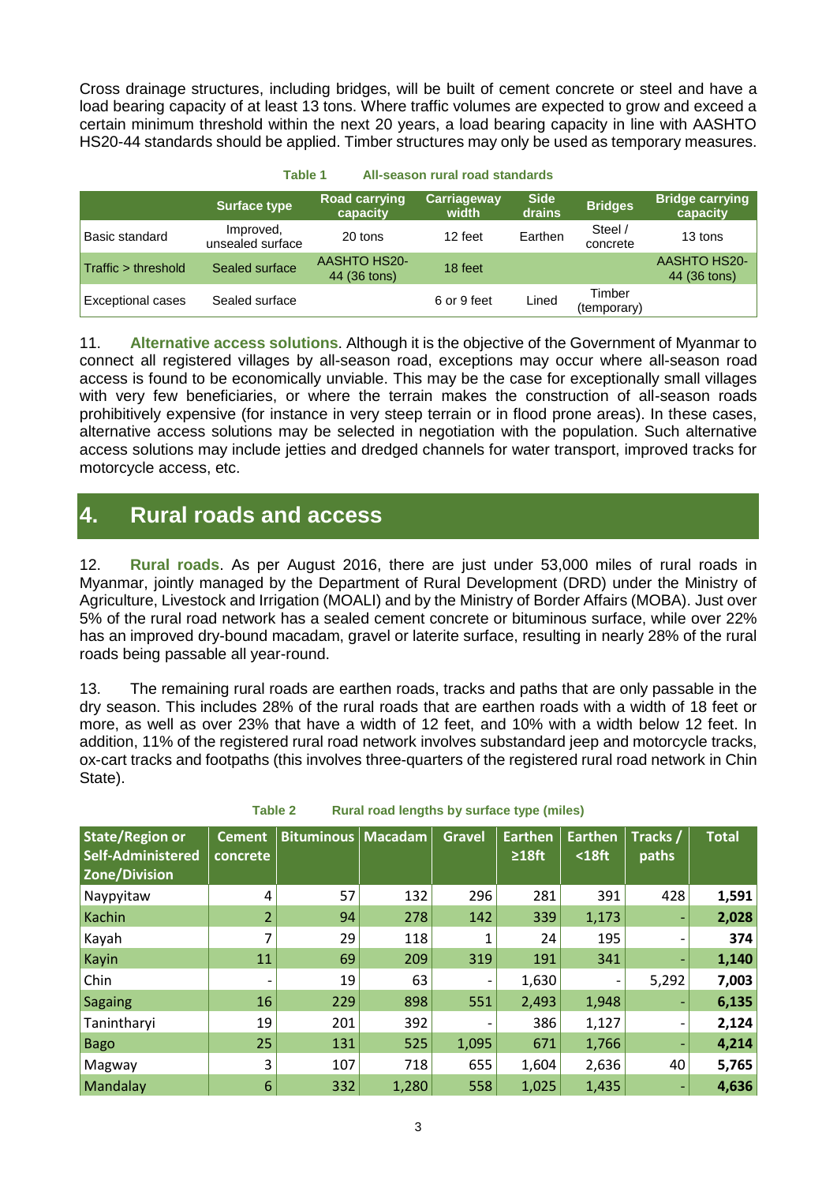Cross drainage structures, including bridges, will be built of cement concrete or steel and have a load bearing capacity of at least 13 tons. Where traffic volumes are expected to grow and exceed a certain minimum threshold within the next 20 years, a load bearing capacity in line with AASHTO HS20-44 standards should be applied. Timber structures may only be used as temporary measures.

**Table 1 All-season rural road standards**

| | Surface type | Road carrying capacity | Carriageway width | Side drains | Bridges | Bridge carrying capacity |
|---|---|---|---|---|---|---|
| Basic standard | Improved, unsealed surface | 20 tons | 12 feet | Earthen | Steel / concrete | 13 tons |
| Traffic > threshold | Sealed surface | AASHTO HS20-44 (36 tons) | 18 feet | | | AASHTO HS20-44 (36 tons) |
| Exceptional cases | Sealed surface | | 6 or 9 feet | Lined | Timber (temporary) | |

11. **Alternative access solutions**. Although it is the objective of the Government of Myanmar to connect all registered villages by all-season road, exceptions may occur where all-season road access is found to be economically unviable. This may be the case for exceptionally small villages with very few beneficiaries, or where the terrain makes the construction of all-season roads prohibitively expensive (for instance in very steep terrain or in flood prone areas). In these cases, alternative access solutions may be selected in negotiation with the population. Such alternative access solutions may include jetties and dredged channels for water transport, improved tracks for motorcycle access, etc.

# 4. Rural roads and access

12. **Rural roads**. As per August 2016, there are just under 53,000 miles of rural roads in Myanmar, jointly managed by the Department of Rural Development (DRD) under the Ministry of Agriculture, Livestock and Irrigation (MOALI) and by the Ministry of Border Affairs (MOBA). Just over 5% of the rural road network has a sealed cement concrete or bituminous surface, while over 22% has an improved dry-bound macadam, gravel or laterite surface, resulting in nearly 28% of the rural roads being passable all year-round.

13. The remaining rural roads are earthen roads, tracks and paths that are only passable in the dry season. This includes 28% of the rural roads that are earthen roads with a width of 18 feet or more, as well as over 23% that have a width of 12 feet, and 10% with a width below 12 feet. In addition, 11% of the registered rural road network involves substandard jeep and motorcycle tracks, ox-cart tracks and footpaths (this involves three-quarters of the registered rural road network in Chin State).

**Table 2 Rural road lengths by surface type (miles)**

| State/Region or Self-Administered Zone/Division | Cement concrete | Bituminous | Macadam | Gravel | Earthen ≥18ft | Earthen <18ft | Tracks / paths | Total |
|---|---|---|---|---|---|---|---|---|
| Naypyitaw | 4 | 57 | 132 | 296 | 281 | 391 | 428 | **1,591** |
| Kachin | 2 | 94 | 278 | 142 | 339 | 1,173 | - | **2,028** |
| Kayah | 7 | 29 | 118 | 1 | 24 | 195 | - | **374** |
| Kayin | 11 | 69 | 209 | 319 | 191 | 341 | - | **1,140** |
| Chin | - | 19 | 63 | - | 1,630 | - | 5,292 | **7,003** |
| Sagaing | 16 | 229 | 898 | 551 | 2,493 | 1,948 | - | **6,135** |
| Tanintharyi | 19 | 201 | 392 | - | 386 | 1,127 | - | **2,124** |
| Bago | 25 | 131 | 525 | 1,095 | 671 | 1,766 | - | **4,214** |
| Magway | 3 | 107 | 718 | 655 | 1,604 | 2,636 | 40 | **5,765** |
| Mandalay | 6 | 332 | 1,280 | 558 | 1,025 | 1,435 | - | **4,636** |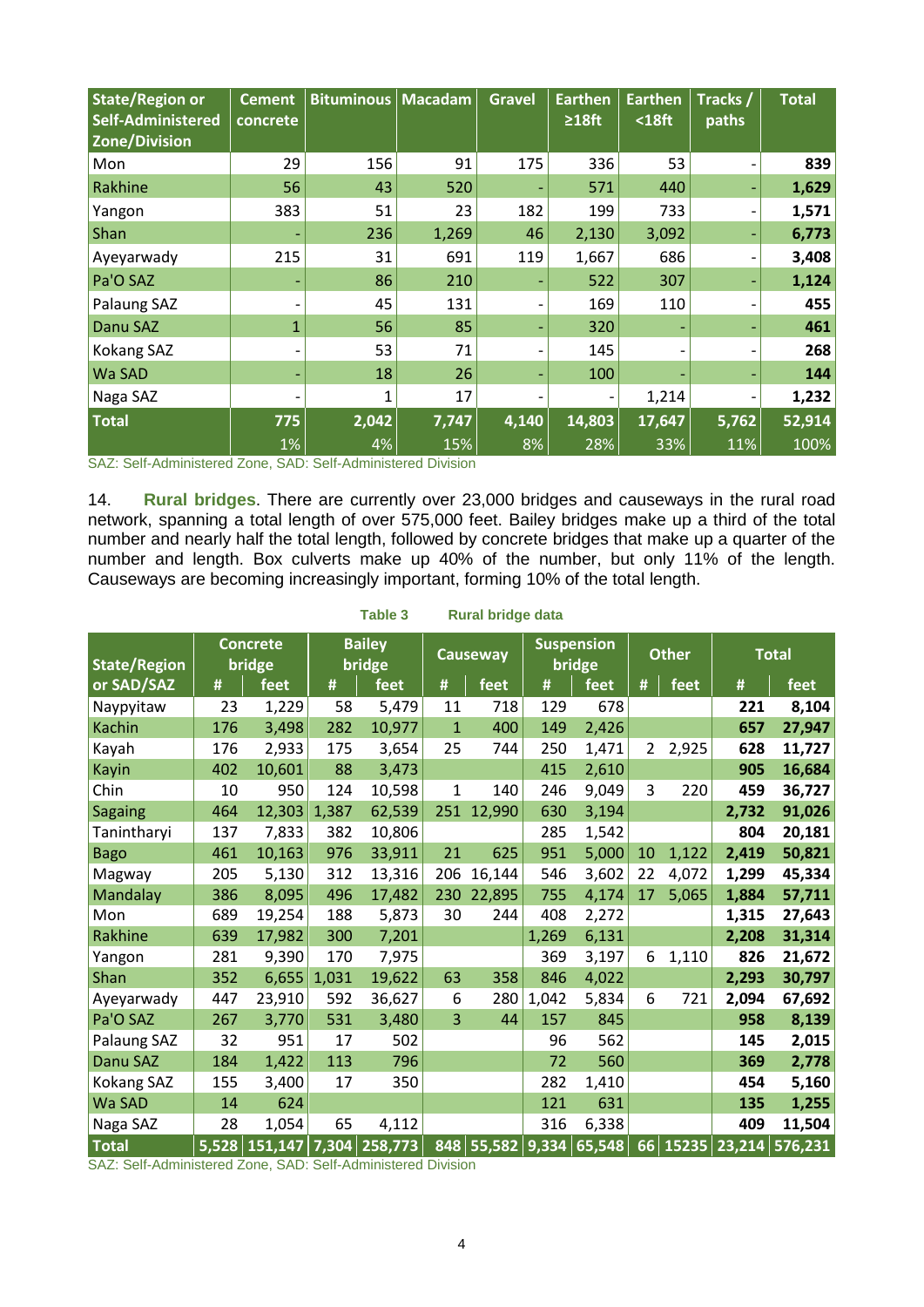| State/Region or Self-Administered Zone/Division | Cement concrete | Bituminous | Macadam | Gravel | Earthen ≥18ft | Earthen <18ft | Tracks / paths | Total |
|---|---|---|---|---|---|---|---|---|
| Mon | 29 | 156 | 91 | 175 | 336 | 53 | - | **839** |
| Rakhine | 56 | 43 | 520 | - | 571 | 440 | - | **1,629** |
| Yangon | 383 | 51 | 23 | 182 | 199 | 733 | - | **1,571** |
| Shan | - | 236 | 1,269 | 46 | 2,130 | 3,092 | - | **6,773** |
| Ayeyarwady | 215 | 31 | 691 | 119 | 1,667 | 686 | - | **3,408** |
| Pa'O SAZ | - | 86 | 210 | - | 522 | 307 | - | **1,124** |
| Palaung SAZ | - | 45 | 131 | - | 169 | 110 | - | **455** |
| Danu SAZ | 1 | 56 | 85 | - | 320 | - | - | **461** |
| Kokang SAZ | - | 53 | 71 | - | 145 | - | - | **268** |
| Wa SAD | - | 18 | 26 | - | 100 | - | - | **144** |
| Naga SAZ | - | 1 | 17 | - | - | 1,214 | - | **1,232** |
| **Total** | **775** | **2,042** | **7,747** | **4,140** | **14,803** | **17,647** | **5,762** | **52,914** |
| | 1% | 4% | 15% | 8% | 28% | 33% | 11% | 100% |

SAZ: Self-Administered Zone, SAD: Self-Administered Division

14. **Rural bridges**. There are currently over 23,000 bridges and causeways in the rural road network, spanning a total length of over 575,000 feet. Bailey bridges make up a third of the total number and nearly half the total length, followed by concrete bridges that make up a quarter of the number and length. Box culverts make up 40% of the number, but only 11% of the length. Causeways are becoming increasingly important, forming 10% of the total length.

**Table 3 Rural bridge data**

| State/Region or SAD/SAZ | Concrete bridge | | Bailey bridge | | Causeway | | Suspension bridge | | Other | | Total | |
|---|---|---|---|---|---|---|---|---|---|---|---|---|
| | # | feet | # | feet | # | feet | # | feet | # | feet | # | feet |
| Naypyitaw | 23 | 1,229 | 58 | 5,479 | 11 | 718 | 129 | 678 | | | **221** | **8,104** |
| Kachin | 176 | 3,498 | 282 | 10,977 | 1 | 400 | 149 | 2,426 | | | **657** | **27,947** |
| Kayah | 176 | 2,933 | 175 | 3,654 | 25 | 744 | 250 | 1,471 | 2 | 2,925 | **628** | **11,727** |
| Kayin | 402 | 10,601 | 88 | 3,473 | | | 415 | 2,610 | | | **905** | **16,684** |
| Chin | 10 | 950 | 124 | 10,598 | 1 | 140 | 246 | 9,049 | 3 | 220 | **459** | **36,727** |
| Sagaing | 464 | 12,303 | 1,387 | 62,539 | 251 | 12,990 | 630 | 3,194 | | | **2,732** | **91,026** |
| Tanintharyi | 137 | 7,833 | 382 | 10,806 | | | 285 | 1,542 | | | **804** | **20,181** |
| Bago | 461 | 10,163 | 976 | 33,911 | 21 | 625 | 951 | 5,000 | 10 | 1,122 | **2,419** | **50,821** |
| Magway | 205 | 5,130 | 312 | 13,316 | 206 | 16,144 | 546 | 3,602 | 22 | 4,072 | **1,299** | **45,334** |
| Mandalay | 386 | 8,095 | 496 | 17,482 | 230 | 22,895 | 755 | 4,174 | 17 | 5,065 | **1,884** | **57,711** |
| Mon | 689 | 19,254 | 188 | 5,873 | 30 | 244 | 408 | 2,272 | | | **1,315** | **27,643** |
| Rakhine | 639 | 17,982 | 300 | 7,201 | | | 1,269 | 6,131 | | | **2,208** | **31,314** |
| Yangon | 281 | 9,390 | 170 | 7,975 | | | 369 | 3,197 | 6 | 1,110 | **826** | **21,672** |
| Shan | 352 | 6,655 | 1,031 | 19,622 | 63 | 358 | 846 | 4,022 | | | **2,293** | **30,797** |
| Ayeyarwady | 447 | 23,910 | 592 | 36,627 | 6 | 280 | 1,042 | 5,834 | 6 | 721 | **2,094** | **67,692** |
| Pa'O SAZ | 267 | 3,770 | 531 | 3,480 | 3 | 44 | 157 | 845 | | | **958** | **8,139** |
| Palaung SAZ | 32 | 951 | 17 | 502 | | | 96 | 562 | | | **145** | **2,015** |
| Danu SAZ | 184 | 1,422 | 113 | 796 | | | 72 | 560 | | | **369** | **2,778** |
| Kokang SAZ | 155 | 3,400 | 17 | 350 | | | 282 | 1,410 | | | **454** | **5,160** |
| Wa SAD | 14 | 624 | | | | | 121 | 631 | | | **135** | **1,255** |
| Naga SAZ | 28 | 1,054 | 65 | 4,112 | | | 316 | 6,338 | | | **409** | **11,504** |
| **Total** | **5,528** | **151,147** | **7,304** | **258,773** | **848** | **55,582** | **9,334** | **65,548** | **66** | **15235** | **23,214** | **576,231** |

SAZ: Self-Administered Zone, SAD: Self-Administered Division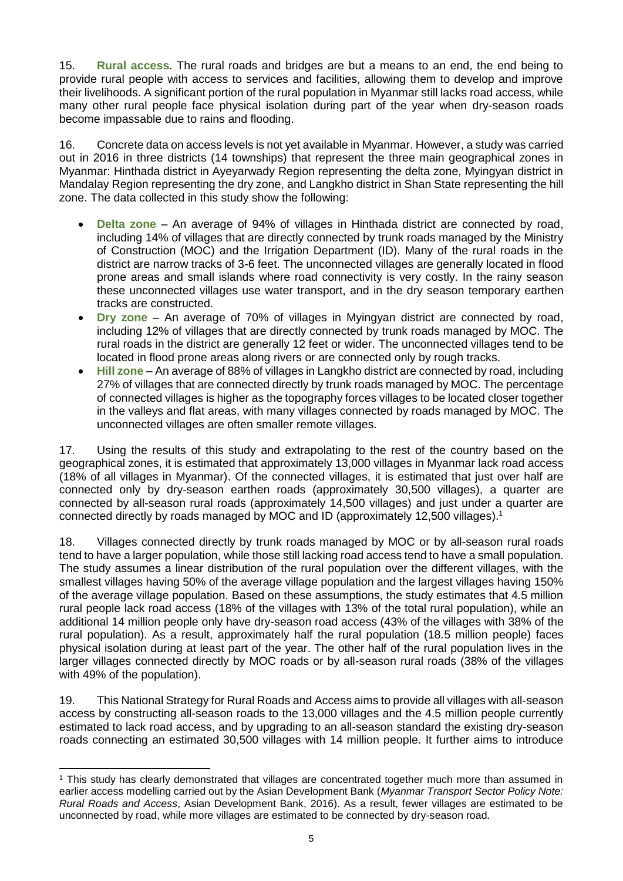15. **Rural access**. The rural roads and bridges are but a means to an end, the end being to provide rural people with access to services and facilities, allowing them to develop and improve their livelihoods. A significant portion of the rural population in Myanmar still lacks road access, while many other rural people face physical isolation during part of the year when dry-season roads become impassable due to rains and flooding.

16. Concrete data on access levels is not yet available in Myanmar. However, a study was carried out in 2016 in three districts (14 townships) that represent the three main geographical zones in Myanmar: Hinthada district in Ayeyarwady Region representing the delta zone, Myingyan district in Mandalay Region representing the dry zone, and Langkho district in Shan State representing the hill zone. The data collected in this study show the following:

- **Delta zone** – An average of 94% of villages in Hinthada district are connected by road, including 14% of villages that are directly connected by trunk roads managed by the Ministry of Construction (MOC) and the Irrigation Department (ID). Many of the rural roads in the district are narrow tracks of 3-6 feet. The unconnected villages are generally located in flood prone areas and small islands where road connectivity is very costly. In the rainy season these unconnected villages use water transport, and in the dry season temporary earthen tracks are constructed.
- **Dry zone** – An average of 70% of villages in Myingyan district are connected by road, including 12% of villages that are directly connected by trunk roads managed by MOC. The rural roads in the district are generally 12 feet or wider. The unconnected villages tend to be located in flood prone areas along rivers or are connected only by rough tracks.
- **Hill zone** – An average of 88% of villages in Langkho district are connected by road, including 27% of villages that are connected directly by trunk roads managed by MOC. The percentage of connected villages is higher as the topography forces villages to be located closer together in the valleys and flat areas, with many villages connected by roads managed by MOC. The unconnected villages are often smaller remote villages.

17. Using the results of this study and extrapolating to the rest of the country based on the geographical zones, it is estimated that approximately 13,000 villages in Myanmar lack road access (18% of all villages in Myanmar). Of the connected villages, it is estimated that just over half are connected only by dry-season earthen roads (approximately 30,500 villages), a quarter are connected by all-season rural roads (approximately 14,500 villages) and just under a quarter are connected directly by roads managed by MOC and ID (approximately 12,500 villages).[1]

18. Villages connected directly by trunk roads managed by MOC or by all-season rural roads tend to have a larger population, while those still lacking road access tend to have a small population. The study assumes a linear distribution of the rural population over the different villages, with the smallest villages having 50% of the average village population and the largest villages having 150% of the average village population. Based on these assumptions, the study estimates that 4.5 million rural people lack road access (18% of the villages with 13% of the total rural population), while an additional 14 million people only have dry-season road access (43% of the villages with 38% of the rural population). As a result, approximately half the rural population (18.5 million people) faces physical isolation during at least part of the year. The other half of the rural population lives in the larger villages connected directly by MOC roads or by all-season rural roads (38% of the villages with 49% of the population).

19. This National Strategy for Rural Roads and Access aims to provide all villages with all-season access by constructing all-season roads to the 13,000 villages and the 4.5 million people currently estimated to lack road access, and by upgrading to an all-season standard the existing dry-season roads connecting an estimated 30,500 villages with 14 million people. It further aims to introduce

[1] This study has clearly demonstrated that villages are concentrated together much more than assumed in earlier access modelling carried out by the Asian Development Bank (*Myanmar Transport Sector Policy Note: Rural Roads and Access*, Asian Development Bank, 2016). As a result, fewer villages are estimated to be unconnected by road, while more villages are estimated to be connected by dry-season road.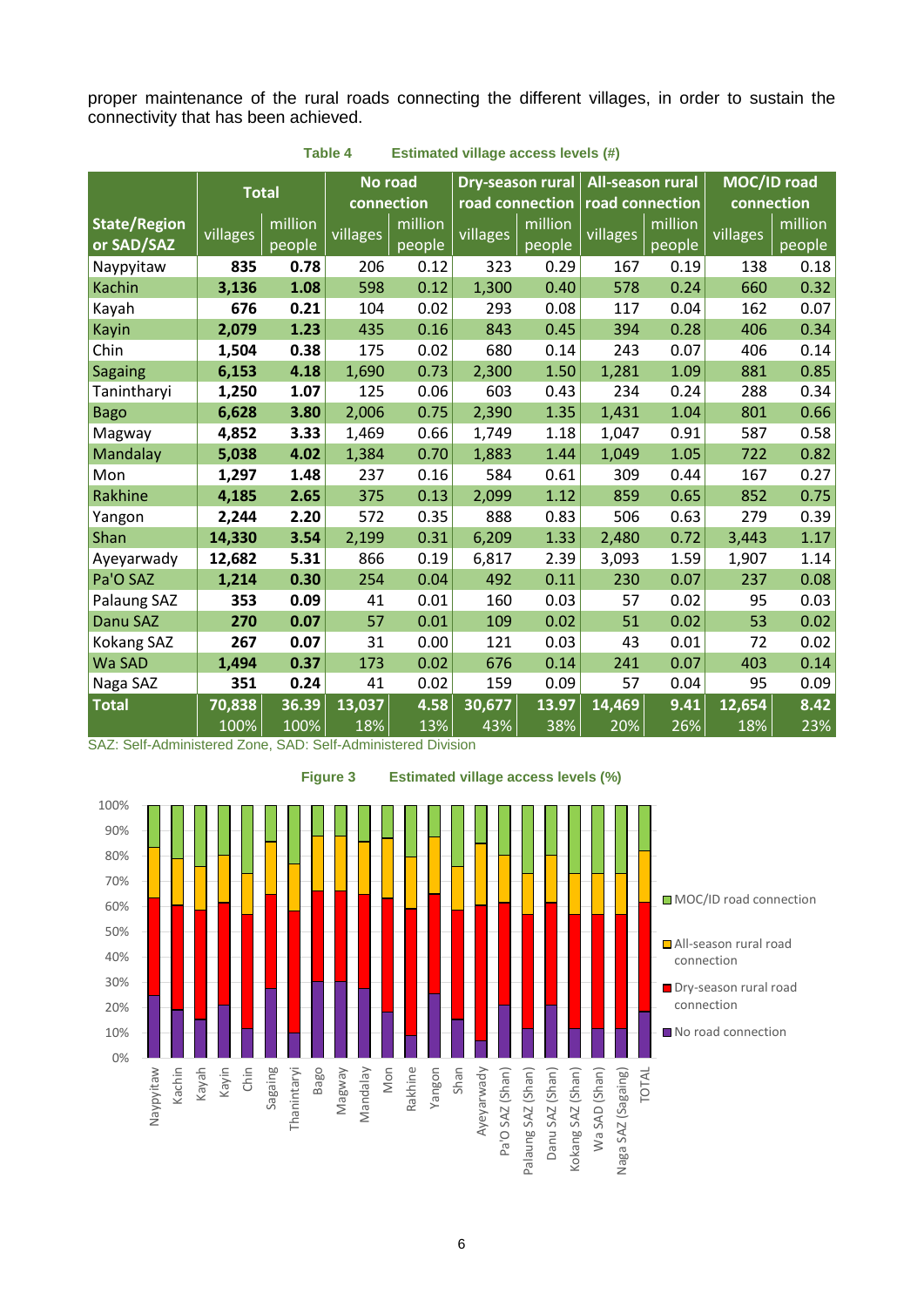proper maintenance of the rural roads connecting the different villages, in order to sustain the connectivity that has been achieved.

**Table 4 Estimated village access levels (#)**

| State/Region or SAD/SAZ | Total | | No road connection | | Dry-season rural road connection | | All-season rural road connection | | MOC/ID road connection | |
|---|---|---|---|---|---|---|---|---|---|---|
| | villages | million people | villages | million people | villages | million people | villages | million people | villages | million people |
| Naypyitaw | **835** | **0.78** | 206 | 0.12 | 323 | 0.29 | 167 | 0.19 | 138 | 0.18 |
| Kachin | **3,136** | **1.08** | 598 | 0.12 | 1,300 | 0.40 | 578 | 0.24 | 660 | 0.32 |
| Kayah | **676** | **0.21** | 104 | 0.02 | 293 | 0.08 | 117 | 0.04 | 162 | 0.07 |
| Kayin | **2,079** | **1.23** | 435 | 0.16 | 843 | 0.45 | 394 | 0.28 | 406 | 0.34 |
| Chin | **1,504** | **0.38** | 175 | 0.02 | 680 | 0.14 | 243 | 0.07 | 406 | 0.14 |
| Sagaing | **6,153** | **4.18** | 1,690 | 0.73 | 2,300 | 1.50 | 1,281 | 1.09 | 881 | 0.85 |
| Tanintharyi | **1,250** | **1.07** | 125 | 0.06 | 603 | 0.43 | 234 | 0.24 | 288 | 0.34 |
| Bago | **6,628** | **3.80** | 2,006 | 0.75 | 2,390 | 1.35 | 1,431 | 1.04 | 801 | 0.66 |
| Magway | **4,852** | **3.33** | 1,469 | 0.66 | 1,749 | 1.18 | 1,047 | 0.91 | 587 | 0.58 |
| Mandalay | **5,038** | **4.02** | 1,384 | 0.70 | 1,883 | 1.44 | 1,049 | 1.05 | 722 | 0.82 |
| Mon | **1,297** | **1.48** | 237 | 0.16 | 584 | 0.61 | 309 | 0.44 | 167 | 0.27 |
| Rakhine | **4,185** | **2.65** | 375 | 0.13 | 2,099 | 1.12 | 859 | 0.65 | 852 | 0.75 |
| Yangon | **2,244** | **2.20** | 572 | 0.35 | 888 | 0.83 | 506 | 0.63 | 279 | 0.39 |
| Shan | **14,330** | **3.54** | 2,199 | 0.31 | 6,209 | 1.33 | 2,480 | 0.72 | 3,443 | 1.17 |
| Ayeyarwady | **12,682** | **5.31** | 866 | 0.19 | 6,817 | 2.39 | 3,093 | 1.59 | 1,907 | 1.14 |
| Pa'O SAZ | **1,214** | **0.30** | 254 | 0.04 | 492 | 0.11 | 230 | 0.07 | 237 | 0.08 |
| Palaung SAZ | **353** | **0.09** | 41 | 0.01 | 160 | 0.03 | 57 | 0.02 | 95 | 0.03 |
| Danu SAZ | **270** | **0.07** | 57 | 0.01 | 109 | 0.02 | 51 | 0.02 | 53 | 0.02 |
| Kokang SAZ | **267** | **0.07** | 31 | 0.00 | 121 | 0.03 | 43 | 0.01 | 72 | 0.02 |
| Wa SAD | **1,494** | **0.37** | 173 | 0.02 | 676 | 0.14 | 241 | 0.07 | 403 | 0.14 |
| Naga SAZ | **351** | **0.24** | 41 | 0.02 | 159 | 0.09 | 57 | 0.04 | 95 | 0.09 |
| **Total** | **70,838** | **36.39** | **13,037** | **4.58** | **30,677** | **13.97** | **14,469** | **9.41** | **12,654** | **8.42** |
| | 100% | 100% | 18% | 13% | 43% | 38% | 20% | 26% | 18% | 23% |

SAZ: Self-Administered Zone, SAD: Self-Administered Division

**Figure 3 Estimated village access levels (%)**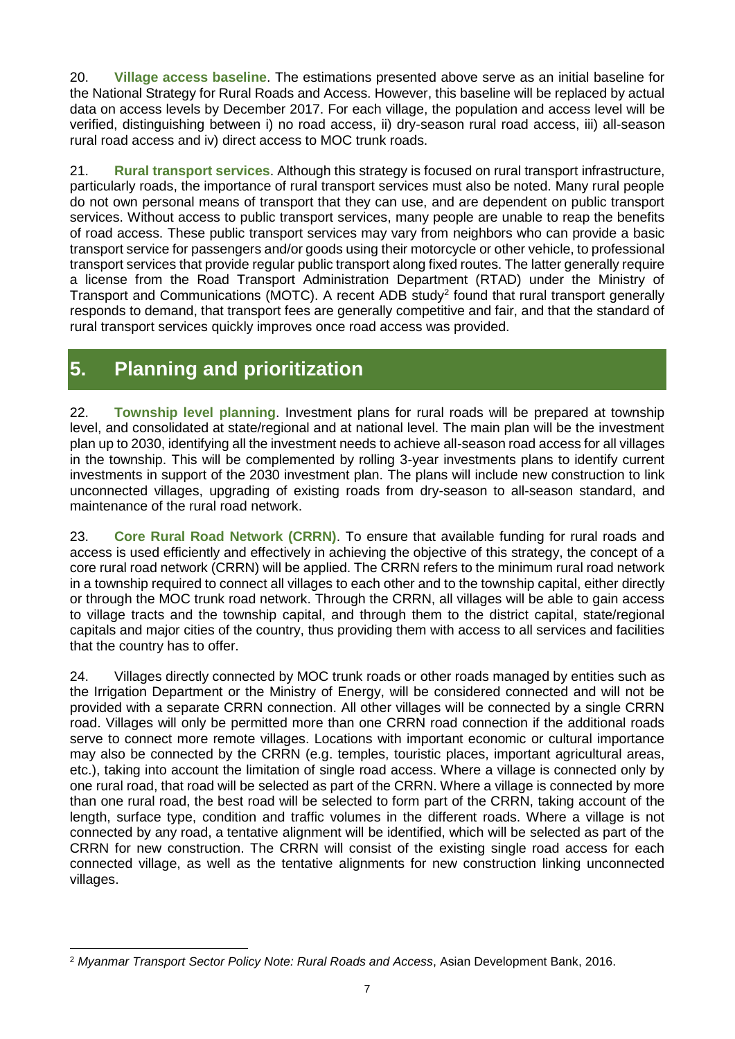20. **Village access baseline**. The estimations presented above serve as an initial baseline for the National Strategy for Rural Roads and Access. However, this baseline will be replaced by actual data on access levels by December 2017. For each village, the population and access level will be verified, distinguishing between i) no road access, ii) dry-season rural road access, iii) all-season rural road access and iv) direct access to MOC trunk roads.

21. **Rural transport services**. Although this strategy is focused on rural transport infrastructure, particularly roads, the importance of rural transport services must also be noted. Many rural people do not own personal means of transport that they can use, and are dependent on public transport services. Without access to public transport services, many people are unable to reap the benefits of road access. These public transport services may vary from neighbors who can provide a basic transport service for passengers and/or goods using their motorcycle or other vehicle, to professional transport services that provide regular public transport along fixed routes. The latter generally require a license from the Road Transport Administration Department (RTAD) under the Ministry of Transport and Communications (MOTC). A recent ADB study[2] found that rural transport generally responds to demand, that transport fees are generally competitive and fair, and that the standard of rural transport services quickly improves once road access was provided.

# 5. Planning and prioritization

22. **Township level planning**. Investment plans for rural roads will be prepared at township level, and consolidated at state/regional and at national level. The main plan will be the investment plan up to 2030, identifying all the investment needs to achieve all-season road access for all villages in the township. This will be complemented by rolling 3-year investments plans to identify current investments in support of the 2030 investment plan. The plans will include new construction to link unconnected villages, upgrading of existing roads from dry-season to all-season standard, and maintenance of the rural road network.

23. **Core Rural Road Network (CRRN)**. To ensure that available funding for rural roads and access is used efficiently and effectively in achieving the objective of this strategy, the concept of a core rural road network (CRRN) will be applied. The CRRN refers to the minimum rural road network in a township required to connect all villages to each other and to the township capital, either directly or through the MOC trunk road network. Through the CRRN, all villages will be able to gain access to village tracts and the township capital, and through them to the district capital, state/regional capitals and major cities of the country, thus providing them with access to all services and facilities that the country has to offer.

24. Villages directly connected by MOC trunk roads or other roads managed by entities such as the Irrigation Department or the Ministry of Energy, will be considered connected and will not be provided with a separate CRRN connection. All other villages will be connected by a single CRRN road. Villages will only be permitted more than one CRRN road connection if the additional roads serve to connect more remote villages. Locations with important economic or cultural importance may also be connected by the CRRN (e.g. temples, touristic places, important agricultural areas, etc.), taking into account the limitation of single road access. Where a village is connected only by one rural road, that road will be selected as part of the CRRN. Where a village is connected by more than one rural road, the best road will be selected to form part of the CRRN, taking account of the length, surface type, condition and traffic volumes in the different roads. Where a village is not connected by any road, a tentative alignment will be identified, which will be selected as part of the CRRN for new construction. The CRRN will consist of the existing single road access for each connected village, as well as the tentative alignments for new construction linking unconnected villages.

---

[2] *Myanmar Transport Sector Policy Note: Rural Roads and Access*, Asian Development Bank, 2016.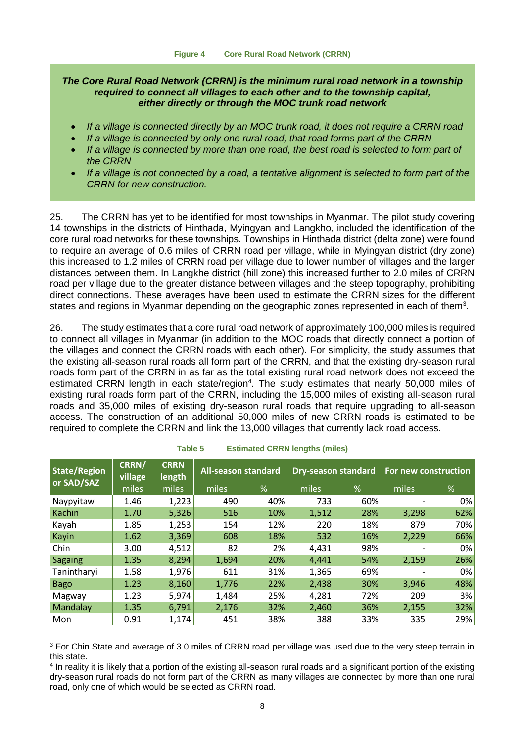**Figure 4 Core Rural Road Network (CRRN)**

***The Core Rural Road Network (CRRN) is the minimum rural road network in a township required to connect all villages to each other and to the township capital, either directly or through the MOC trunk road network***

- *If a village is connected directly by an MOC trunk road, it does not require a CRRN road*
- *If a village is connected by only one rural road, that road forms part of the CRRN*
- *If a village is connected by more than one road, the best road is selected to form part of the CRRN*
- *If a village is not connected by a road, a tentative alignment is selected to form part of the CRRN for new construction.*

25. The CRRN has yet to be identified for most townships in Myanmar. The pilot study covering 14 townships in the districts of Hinthada, Myingyan and Langkho, included the identification of the core rural road networks for these townships. Townships in Hinthada district (delta zone) were found to require an average of 0.6 miles of CRRN road per village, while in Myingyan district (dry zone) this increased to 1.2 miles of CRRN road per village due to lower number of villages and the larger distances between them. In Langkhe district (hill zone) this increased further to 2.0 miles of CRRN road per village due to the greater distance between villages and the steep topography, prohibiting direct connections. These averages have been used to estimate the CRRN sizes for the different states and regions in Myanmar depending on the geographic zones represented in each of them[3].

26. The study estimates that a core rural road network of approximately 100,000 miles is required to connect all villages in Myanmar (in addition to the MOC roads that directly connect a portion of the villages and connect the CRRN roads with each other). For simplicity, the study assumes that the existing all-season rural roads all form part of the CRRN, and that the existing dry-season rural roads form part of the CRRN in as far as the total existing rural road network does not exceed the estimated CRRN length in each state/region[4]. The study estimates that nearly 50,000 miles of existing rural roads form part of the CRRN, including the 15,000 miles of existing all-season rural roads and 35,000 miles of existing dry-season rural roads that require upgrading to all-season access. The construction of an additional 50,000 miles of new CRRN roads is estimated to be required to complete the CRRN and link the 13,000 villages that currently lack road access.

**Table 5 Estimated CRRN lengths (miles)**

| State/Region or SAD/SAZ | CRRN/ village | CRRN length | All-season standard | | Dry-season standard | | For new construction | |
|---|---|---|---|---|---|---|---|---|
| | miles | miles | miles | % | miles | % | miles | % |
| Naypyitaw | 1.46 | 1,223 | 490 | 40% | 733 | 60% | - | 0% |
| Kachin | 1.70 | 5,326 | 516 | 10% | 1,512 | 28% | 3,298 | 62% |
| Kayah | 1.85 | 1,253 | 154 | 12% | 220 | 18% | 879 | 70% |
| Kayin | 1.62 | 3,369 | 608 | 18% | 532 | 16% | 2,229 | 66% |
| Chin | 3.00 | 4,512 | 82 | 2% | 4,431 | 98% | - | 0% |
| Sagaing | 1.35 | 8,294 | 1,694 | 20% | 4,441 | 54% | 2,159 | 26% |
| Tanintharyi | 1.58 | 1,976 | 611 | 31% | 1,365 | 69% | - | 0% |
| Bago | 1.23 | 8,160 | 1,776 | 22% | 2,438 | 30% | 3,946 | 48% |
| Magway | 1.23 | 5,974 | 1,484 | 25% | 4,281 | 72% | 209 | 3% |
| Mandalay | 1.35 | 6,791 | 2,176 | 32% | 2,460 | 36% | 2,155 | 32% |
| Mon | 0.91 | 1,174 | 451 | 38% | 388 | 33% | 335 | 29% |

[3] For Chin State and average of 3.0 miles of CRRN road per village was used due to the very steep terrain in this state.

[4] In reality it is likely that a portion of the existing all-season rural roads and a significant portion of the existing dry-season rural roads do not form part of the CRRN as many villages are connected by more than one rural road, only one of which would be selected as CRRN road.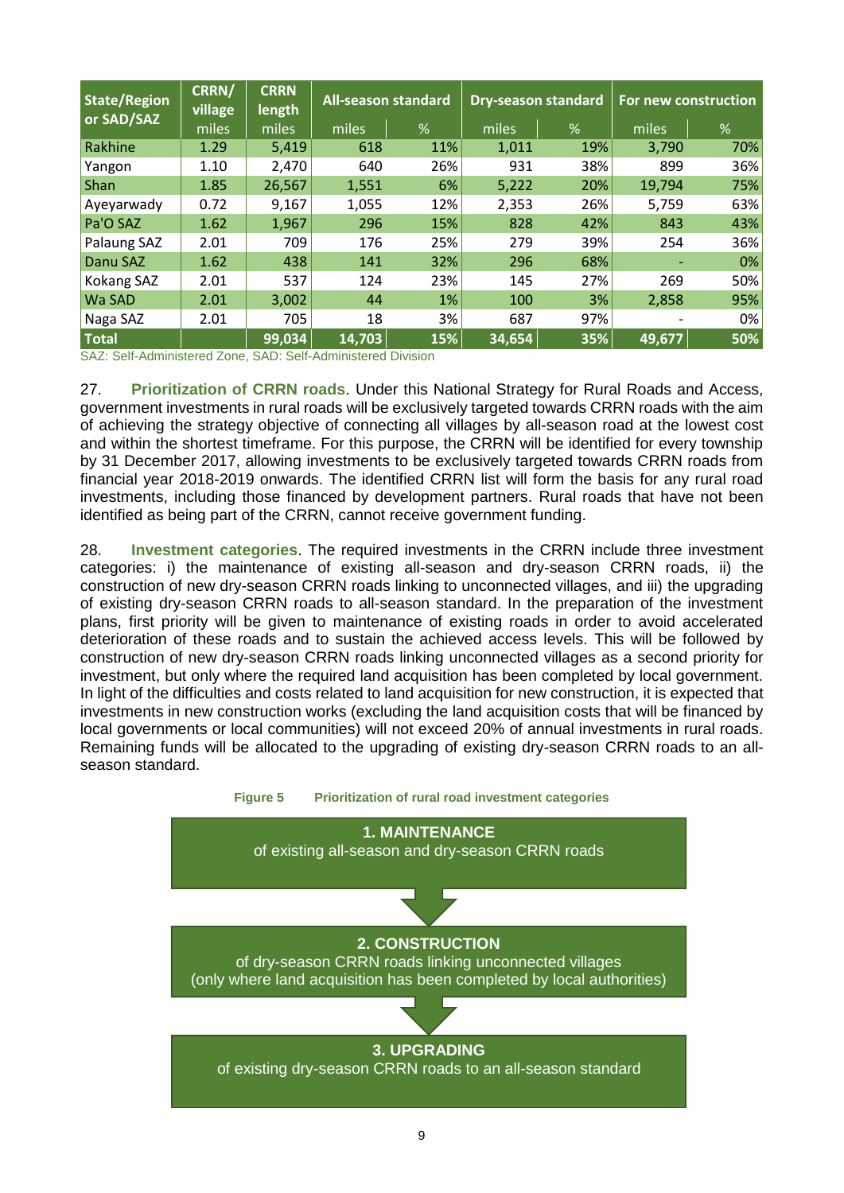| State/Region or SAD/SAZ | CRRN/ village | CRRN length | All-season standard | | Dry-season standard | | For new construction | |
|---|---|---|---|---|---|---|---|---|
| | miles | miles | miles | % | miles | % | miles | % |
| Rakhine | 1.29 | 5,419 | 618 | 11% | 1,011 | 19% | 3,790 | 70% |
| Yangon | 1.10 | 2,470 | 640 | 26% | 931 | 38% | 899 | 36% |
| Shan | 1.85 | 26,567 | 1,551 | 6% | 5,222 | 20% | 19,794 | 75% |
| Ayeyarwady | 0.72 | 9,167 | 1,055 | 12% | 2,353 | 26% | 5,759 | 63% |
| Pa'O SAZ | 1.62 | 1,967 | 296 | 15% | 828 | 42% | 843 | 43% |
| Palaung SAZ | 2.01 | 709 | 176 | 25% | 279 | 39% | 254 | 36% |
| Danu SAZ | 1.62 | 438 | 141 | 32% | 296 | 68% | - | 0% |
| Kokang SAZ | 2.01 | 537 | 124 | 23% | 145 | 27% | 269 | 50% |
| Wa SAD | 2.01 | 3,002 | 44 | 1% | 100 | 3% | 2,858 | 95% |
| Naga SAZ | 2.01 | 705 | 18 | 3% | 687 | 97% | - | 0% |
| **Total** | | **99,034** | **14,703** | **15%** | **34,654** | **35%** | **49,677** | **50%** |

SAZ: Self-Administered Zone, SAD: Self-Administered Division

27. **Prioritization of CRRN roads**. Under this National Strategy for Rural Roads and Access, government investments in rural roads will be exclusively targeted towards CRRN roads with the aim of achieving the strategy objective of connecting all villages by all-season road at the lowest cost and within the shortest timeframe. For this purpose, the CRRN will be identified for every township by 31 December 2017, allowing investments to be exclusively targeted towards CRRN roads from financial year 2018-2019 onwards. The identified CRRN list will form the basis for any rural road investments, including those financed by development partners. Rural roads that have not been identified as being part of the CRRN, cannot receive government funding.

28. **Investment categories**. The required investments in the CRRN include three investment categories: i) the maintenance of existing all-season and dry-season CRRN roads, ii) the construction of new dry-season CRRN roads linking to unconnected villages, and iii) the upgrading of existing dry-season CRRN roads to all-season standard. In the preparation of the investment plans, first priority will be given to maintenance of existing roads in order to avoid accelerated deterioration of these roads and to sustain the achieved access levels. This will be followed by construction of new dry-season CRRN roads linking unconnected villages as a second priority for investment, but only where the required land acquisition has been completed by local government. In light of the difficulties and costs related to land acquisition for new construction, it is expected that investments in new construction works (excluding the land acquisition costs that will be financed by local governments or local communities) will not exceed 20% of annual investments in rural roads. Remaining funds will be allocated to the upgrading of existing dry-season CRRN roads to an all-season standard.

**Figure 5 Prioritization of rural road investment categories**

**1. MAINTENANCE**
of existing all-season and dry-season CRRN roads

**2. CONSTRUCTION**
of dry-season CRRN roads linking unconnected villages
(only where land acquisition has been completed by local authorities)

**3. UPGRADING**
of existing dry-season CRRN roads to an all-season standard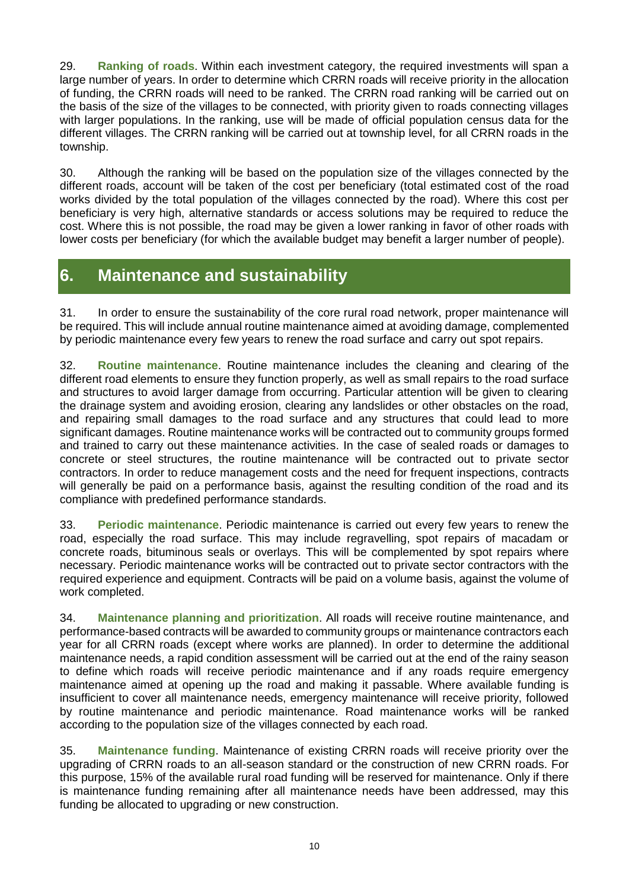29. **Ranking of roads**. Within each investment category, the required investments will span a large number of years. In order to determine which CRRN roads will receive priority in the allocation of funding, the CRRN roads will need to be ranked. The CRRN road ranking will be carried out on the basis of the size of the villages to be connected, with priority given to roads connecting villages with larger populations. In the ranking, use will be made of official population census data for the different villages. The CRRN ranking will be carried out at township level, for all CRRN roads in the township.

30. Although the ranking will be based on the population size of the villages connected by the different roads, account will be taken of the cost per beneficiary (total estimated cost of the road works divided by the total population of the villages connected by the road). Where this cost per beneficiary is very high, alternative standards or access solutions may be required to reduce the cost. Where this is not possible, the road may be given a lower ranking in favor of other roads with lower costs per beneficiary (for which the available budget may benefit a larger number of people).

# 6. Maintenance and sustainability

31. In order to ensure the sustainability of the core rural road network, proper maintenance will be required. This will include annual routine maintenance aimed at avoiding damage, complemented by periodic maintenance every few years to renew the road surface and carry out spot repairs.

32. **Routine maintenance**. Routine maintenance includes the cleaning and clearing of the different road elements to ensure they function properly, as well as small repairs to the road surface and structures to avoid larger damage from occurring. Particular attention will be given to clearing the drainage system and avoiding erosion, clearing any landslides or other obstacles on the road, and repairing small damages to the road surface and any structures that could lead to more significant damages. Routine maintenance works will be contracted out to community groups formed and trained to carry out these maintenance activities. In the case of sealed roads or damages to concrete or steel structures, the routine maintenance will be contracted out to private sector contractors. In order to reduce management costs and the need for frequent inspections, contracts will generally be paid on a performance basis, against the resulting condition of the road and its compliance with predefined performance standards.

33. **Periodic maintenance**. Periodic maintenance is carried out every few years to renew the road, especially the road surface. This may include regravelling, spot repairs of macadam or concrete roads, bituminous seals or overlays. This will be complemented by spot repairs where necessary. Periodic maintenance works will be contracted out to private sector contractors with the required experience and equipment. Contracts will be paid on a volume basis, against the volume of work completed.

34. **Maintenance planning and prioritization**. All roads will receive routine maintenance, and performance-based contracts will be awarded to community groups or maintenance contractors each year for all CRRN roads (except where works are planned). In order to determine the additional maintenance needs, a rapid condition assessment will be carried out at the end of the rainy season to define which roads will receive periodic maintenance and if any roads require emergency maintenance aimed at opening up the road and making it passable. Where available funding is insufficient to cover all maintenance needs, emergency maintenance will receive priority, followed by routine maintenance and periodic maintenance. Road maintenance works will be ranked according to the population size of the villages connected by each road.

35. **Maintenance funding**. Maintenance of existing CRRN roads will receive priority over the upgrading of CRRN roads to an all-season standard or the construction of new CRRN roads. For this purpose, 15% of the available rural road funding will be reserved for maintenance. Only if there is maintenance funding remaining after all maintenance needs have been addressed, may this funding be allocated to upgrading or new construction.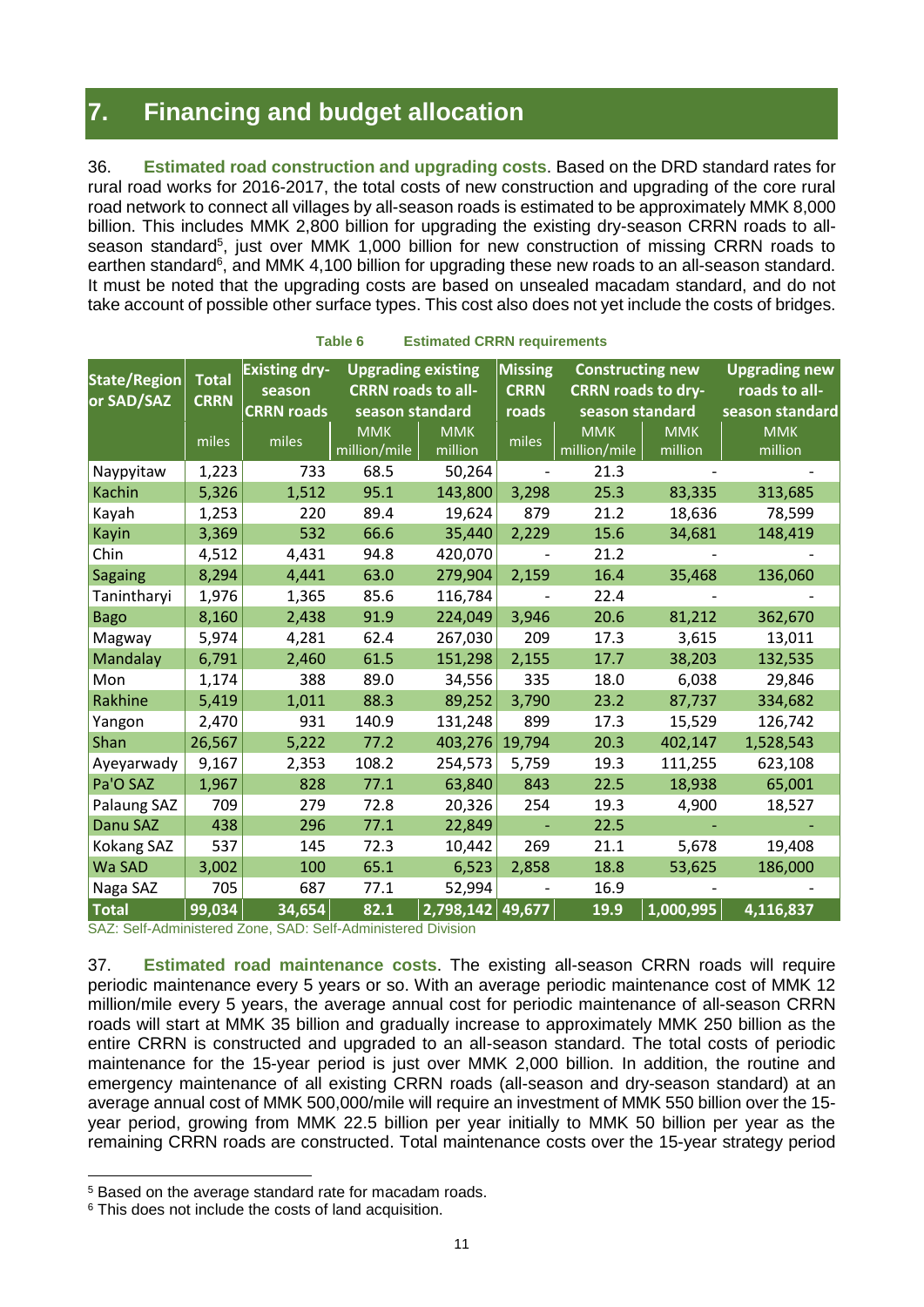# 7. Financing and budget allocation

36. **Estimated road construction and upgrading costs**. Based on the DRD standard rates for rural road works for 2016-2017, the total costs of new construction and upgrading of the core rural road network to connect all villages by all-season roads is estimated to be approximately MMK 8,000 billion. This includes MMK 2,800 billion for upgrading the existing dry-season CRRN roads to all-season standard[5], just over MMK 1,000 billion for new construction of missing CRRN roads to earthen standard[6], and MMK 4,100 billion for upgrading these new roads to an all-season standard. It must be noted that the upgrading costs are based on unsealed macadam standard, and do not take account of possible other surface types. This cost also does not yet include the costs of bridges.

**Table 6 Estimated CRRN requirements**

| State/Region or SAD/SAZ | Total CRRN | Existing dry-season CRRN roads | Upgrading existing CRRN roads to all-season standard | | Missing CRRN roads | Constructing new CRRN roads to dry-season standard | | Upgrading new roads to all-season standard |
|---|---|---|---|---|---|---|---|---|
| | miles | miles | MMK million/mile | MMK million | miles | MMK million/mile | MMK million | MMK million |
| Naypyitaw | 1,223 | 733 | 68.5 | 50,264 | - | 21.3 | - | - |
| Kachin | 5,326 | 1,512 | 95.1 | 143,800 | 3,298 | 25.3 | 83,335 | 313,685 |
| Kayah | 1,253 | 220 | 89.4 | 19,624 | 879 | 21.2 | 18,636 | 78,599 |
| Kayin | 3,369 | 532 | 66.6 | 35,440 | 2,229 | 15.6 | 34,681 | 148,419 |
| Chin | 4,512 | 4,431 | 94.8 | 420,070 | - | 21.2 | - | - |
| Sagaing | 8,294 | 4,441 | 63.0 | 279,904 | 2,159 | 16.4 | 35,468 | 136,060 |
| Tanintharyi | 1,976 | 1,365 | 85.6 | 116,784 | - | 22.4 | - | - |
| Bago | 8,160 | 2,438 | 91.9 | 224,049 | 3,946 | 20.6 | 81,212 | 362,670 |
| Magway | 5,974 | 4,281 | 62.4 | 267,030 | 209 | 17.3 | 3,615 | 13,011 |
| Mandalay | 6,791 | 2,460 | 61.5 | 151,298 | 2,155 | 17.7 | 38,203 | 132,535 |
| Mon | 1,174 | 388 | 89.0 | 34,556 | 335 | 18.0 | 6,038 | 29,846 |
| Rakhine | 5,419 | 1,011 | 88.3 | 89,252 | 3,790 | 23.2 | 87,737 | 334,682 |
| Yangon | 2,470 | 931 | 140.9 | 131,248 | 899 | 17.3 | 15,529 | 126,742 |
| Shan | 26,567 | 5,222 | 77.2 | 403,276 | 19,794 | 20.3 | 402,147 | 1,528,543 |
| Ayeyarwady | 9,167 | 2,353 | 108.2 | 254,573 | 5,759 | 19.3 | 111,255 | 623,108 |
| Pa'O SAZ | 1,967 | 828 | 77.1 | 63,840 | 843 | 22.5 | 18,938 | 65,001 |
| Palaung SAZ | 709 | 279 | 72.8 | 20,326 | 254 | 19.3 | 4,900 | 18,527 |
| Danu SAZ | 438 | 296 | 77.1 | 22,849 | - | 22.5 | - | - |
| Kokang SAZ | 537 | 145 | 72.3 | 10,442 | 269 | 21.1 | 5,678 | 19,408 |
| Wa SAD | 3,002 | 100 | 65.1 | 6,523 | 2,858 | 18.8 | 53,625 | 186,000 |
| Naga SAZ | 705 | 687 | 77.1 | 52,994 | - | 16.9 | - | - |
| **Total** | **99,034** | **34,654** | **82.1** | **2,798,142** | **49,677** | **19.9** | **1,000,995** | **4,116,837** |

SAZ: Self-Administered Zone, SAD: Self-Administered Division

37. **Estimated road maintenance costs**. The existing all-season CRRN roads will require periodic maintenance every 5 years or so. With an average periodic maintenance cost of MMK 12 million/mile every 5 years, the average annual cost for periodic maintenance of all-season CRRN roads will start at MMK 35 billion and gradually increase to approximately MMK 250 billion as the entire CRRN is constructed and upgraded to an all-season standard. The total costs of periodic maintenance for the 15-year period is just over MMK 2,000 billion. In addition, the routine and emergency maintenance of all existing CRRN roads (all-season and dry-season standard) at an average annual cost of MMK 500,000/mile will require an investment of MMK 550 billion over the 15-year period, growing from MMK 22.5 billion per year initially to MMK 50 billion per year as the remaining CRRN roads are constructed. Total maintenance costs over the 15-year strategy period

[5] Based on the average standard rate for macadam roads.

[6] This does not include the costs of land acquisition.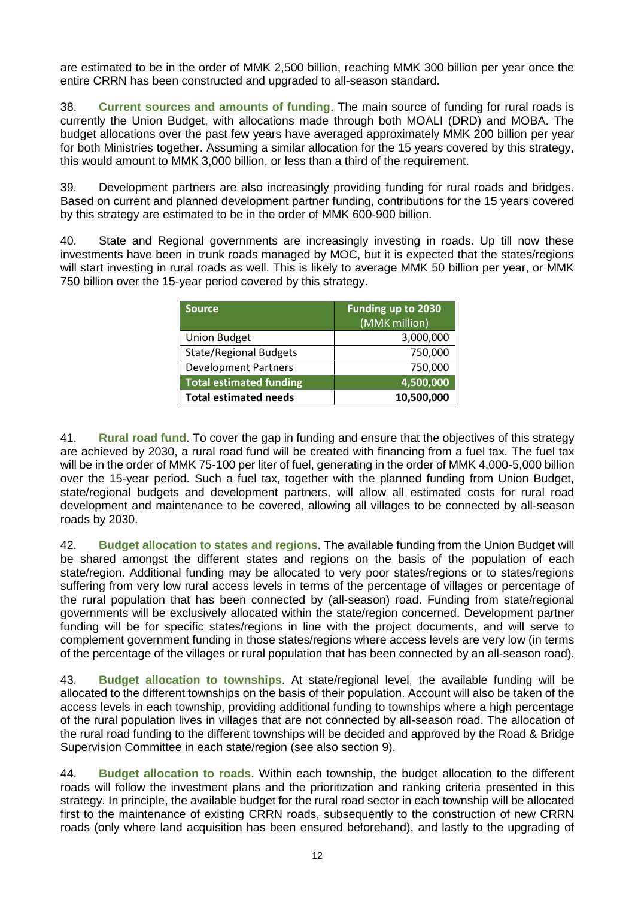are estimated to be in the order of MMK 2,500 billion, reaching MMK 300 billion per year once the entire CRRN has been constructed and upgraded to all-season standard.

38. **Current sources and amounts of funding**. The main source of funding for rural roads is currently the Union Budget, with allocations made through both MOALI (DRD) and MOBA. The budget allocations over the past few years have averaged approximately MMK 200 billion per year for both Ministries together. Assuming a similar allocation for the 15 years covered by this strategy, this would amount to MMK 3,000 billion, or less than a third of the requirement.

39. Development partners are also increasingly providing funding for rural roads and bridges. Based on current and planned development partner funding, contributions for the 15 years covered by this strategy are estimated to be in the order of MMK 600-900 billion.

40. State and Regional governments are increasingly investing in roads. Up till now these investments have been in trunk roads managed by MOC, but it is expected that the states/regions will start investing in rural roads as well. This is likely to average MMK 50 billion per year, or MMK 750 billion over the 15-year period covered by this strategy.

| Source | Funding up to 2030 (MMK million) |
|---|---|
| Union Budget | 3,000,000 |
| State/Regional Budgets | 750,000 |
| Development Partners | 750,000 |
| **Total estimated funding** | **4,500,000** |
| **Total estimated needs** | **10,500,000** |

41. **Rural road fund**. To cover the gap in funding and ensure that the objectives of this strategy are achieved by 2030, a rural road fund will be created with financing from a fuel tax. The fuel tax will be in the order of MMK 75-100 per liter of fuel, generating in the order of MMK 4,000-5,000 billion over the 15-year period. Such a fuel tax, together with the planned funding from Union Budget, state/regional budgets and development partners, will allow all estimated costs for rural road development and maintenance to be covered, allowing all villages to be connected by all-season roads by 2030.

42. **Budget allocation to states and regions**. The available funding from the Union Budget will be shared amongst the different states and regions on the basis of the population of each state/region. Additional funding may be allocated to very poor states/regions or to states/regions suffering from very low rural access levels in terms of the percentage of villages or percentage of the rural population that has been connected by (all-season) road. Funding from state/regional governments will be exclusively allocated within the state/region concerned. Development partner funding will be for specific states/regions in line with the project documents, and will serve to complement government funding in those states/regions where access levels are very low (in terms of the percentage of the villages or rural population that has been connected by an all-season road).

43. **Budget allocation to townships**. At state/regional level, the available funding will be allocated to the different townships on the basis of their population. Account will also be taken of the access levels in each township, providing additional funding to townships where a high percentage of the rural population lives in villages that are not connected by all-season road. The allocation of the rural road funding to the different townships will be decided and approved by the Road & Bridge Supervision Committee in each state/region (see also section 9).

44. **Budget allocation to roads**. Within each township, the budget allocation to the different roads will follow the investment plans and the prioritization and ranking criteria presented in this strategy. In principle, the available budget for the rural road sector in each township will be allocated first to the maintenance of existing CRRN roads, subsequently to the construction of new CRRN roads (only where land acquisition has been ensured beforehand), and lastly to the upgrading of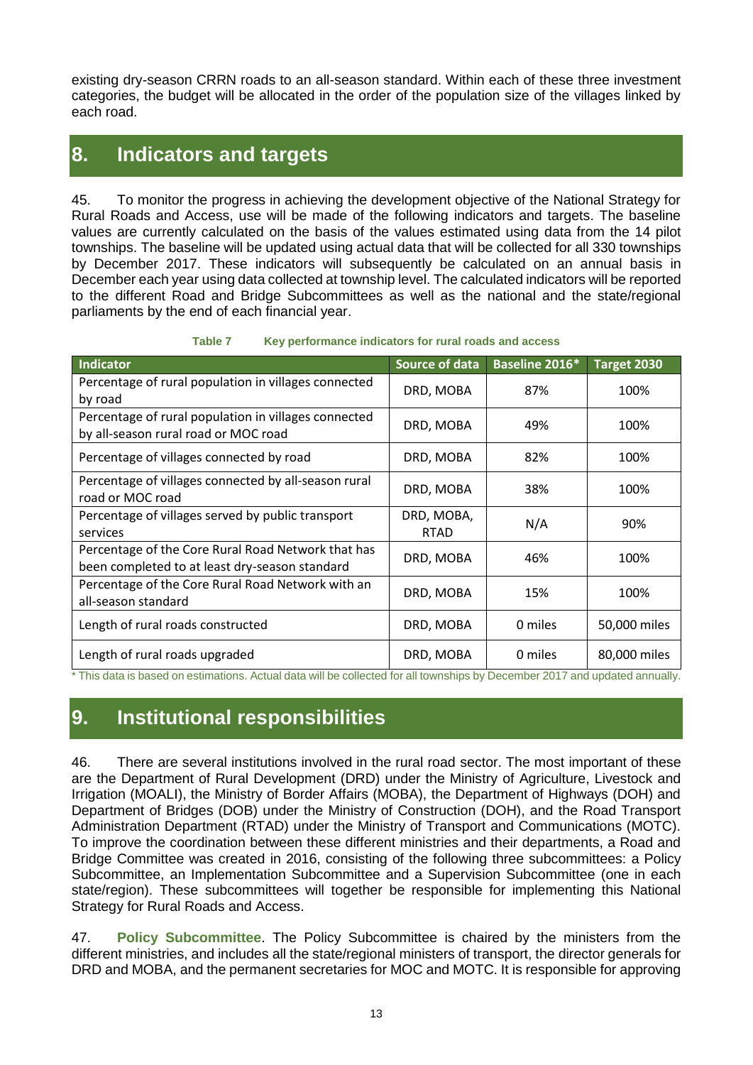existing dry-season CRRN roads to an all-season standard. Within each of these three investment categories, the budget will be allocated in the order of the population size of the villages linked by each road.

# 8. Indicators and targets

45. To monitor the progress in achieving the development objective of the National Strategy for Rural Roads and Access, use will be made of the following indicators and targets. The baseline values are currently calculated on the basis of the values estimated using data from the 14 pilot townships. The baseline will be updated using actual data that will be collected for all 330 townships by December 2017. These indicators will subsequently be calculated on an annual basis in December each year using data collected at township level. The calculated indicators will be reported to the different Road and Bridge Subcommittees as well as the national and the state/regional parliaments by the end of each financial year.

**Table 7 Key performance indicators for rural roads and access**

| Indicator | Source of data | Baseline 2016* | Target 2030 |
|---|---|---|---|
| Percentage of rural population in villages connected by road | DRD, MOBA | 87% | 100% |
| Percentage of rural population in villages connected by all-season rural road or MOC road | DRD, MOBA | 49% | 100% |
| Percentage of villages connected by road | DRD, MOBA | 82% | 100% |
| Percentage of villages connected by all-season rural road or MOC road | DRD, MOBA | 38% | 100% |
| Percentage of villages served by public transport services | DRD, MOBA, RTAD | N/A | 90% |
| Percentage of the Core Rural Road Network that has been completed to at least dry-season standard | DRD, MOBA | 46% | 100% |
| Percentage of the Core Rural Road Network with an all-season standard | DRD, MOBA | 15% | 100% |
| Length of rural roads constructed | DRD, MOBA | 0 miles | 50,000 miles |
| Length of rural roads upgraded | DRD, MOBA | 0 miles | 80,000 miles |

* This data is based on estimations. Actual data will be collected for all townships by December 2017 and updated annually.

# 9. Institutional responsibilities

46. There are several institutions involved in the rural road sector. The most important of these are the Department of Rural Development (DRD) under the Ministry of Agriculture, Livestock and Irrigation (MOALI), the Ministry of Border Affairs (MOBA), the Department of Highways (DOH) and Department of Bridges (DOB) under the Ministry of Construction (DOH), and the Road Transport Administration Department (RTAD) under the Ministry of Transport and Communications (MOTC). To improve the coordination between these different ministries and their departments, a Road and Bridge Committee was created in 2016, consisting of the following three subcommittees: a Policy Subcommittee, an Implementation Subcommittee and a Supervision Subcommittee (one in each state/region). These subcommittees will together be responsible for implementing this National Strategy for Rural Roads and Access.

47. **Policy Subcommittee**. The Policy Subcommittee is chaired by the ministers from the different ministries, and includes all the state/regional ministers of transport, the director generals for DRD and MOBA, and the permanent secretaries for MOC and MOTC. It is responsible for approving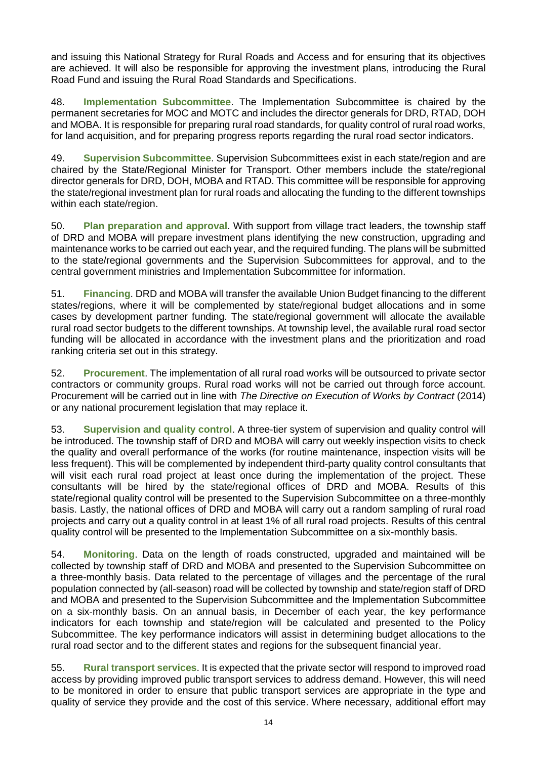and issuing this National Strategy for Rural Roads and Access and for ensuring that its objectives are achieved. It will also be responsible for approving the investment plans, introducing the Rural Road Fund and issuing the Rural Road Standards and Specifications.

48. **Implementation Subcommittee**. The Implementation Subcommittee is chaired by the permanent secretaries for MOC and MOTC and includes the director generals for DRD, RTAD, DOH and MOBA. It is responsible for preparing rural road standards, for quality control of rural road works, for land acquisition, and for preparing progress reports regarding the rural road sector indicators.

49. **Supervision Subcommittee**. Supervision Subcommittees exist in each state/region and are chaired by the State/Regional Minister for Transport. Other members include the state/regional director generals for DRD, DOH, MOBA and RTAD. This committee will be responsible for approving the state/regional investment plan for rural roads and allocating the funding to the different townships within each state/region.

50. **Plan preparation and approval**. With support from village tract leaders, the township staff of DRD and MOBA will prepare investment plans identifying the new construction, upgrading and maintenance works to be carried out each year, and the required funding. The plans will be submitted to the state/regional governments and the Supervision Subcommittees for approval, and to the central government ministries and Implementation Subcommittee for information.

51. **Financing**. DRD and MOBA will transfer the available Union Budget financing to the different states/regions, where it will be complemented by state/regional budget allocations and in some cases by development partner funding. The state/regional government will allocate the available rural road sector budgets to the different townships. At township level, the available rural road sector funding will be allocated in accordance with the investment plans and the prioritization and road ranking criteria set out in this strategy.

52. **Procurement**. The implementation of all rural road works will be outsourced to private sector contractors or community groups. Rural road works will not be carried out through force account. Procurement will be carried out in line with *The Directive on Execution of Works by Contract* (2014) or any national procurement legislation that may replace it.

53. **Supervision and quality control**. A three-tier system of supervision and quality control will be introduced. The township staff of DRD and MOBA will carry out weekly inspection visits to check the quality and overall performance of the works (for routine maintenance, inspection visits will be less frequent). This will be complemented by independent third-party quality control consultants that will visit each rural road project at least once during the implementation of the project. These consultants will be hired by the state/regional offices of DRD and MOBA. Results of this state/regional quality control will be presented to the Supervision Subcommittee on a three-monthly basis. Lastly, the national offices of DRD and MOBA will carry out a random sampling of rural road projects and carry out a quality control in at least 1% of all rural road projects. Results of this central quality control will be presented to the Implementation Subcommittee on a six-monthly basis.

54. **Monitoring**. Data on the length of roads constructed, upgraded and maintained will be collected by township staff of DRD and MOBA and presented to the Supervision Subcommittee on a three-monthly basis. Data related to the percentage of villages and the percentage of the rural population connected by (all-season) road will be collected by township and state/region staff of DRD and MOBA and presented to the Supervision Subcommittee and the Implementation Subcommittee on a six-monthly basis. On an annual basis, in December of each year, the key performance indicators for each township and state/region will be calculated and presented to the Policy Subcommittee. The key performance indicators will assist in determining budget allocations to the rural road sector and to the different states and regions for the subsequent financial year.

55. **Rural transport services**. It is expected that the private sector will respond to improved road access by providing improved public transport services to address demand. However, this will need to be monitored in order to ensure that public transport services are appropriate in the type and quality of service they provide and the cost of this service. Where necessary, additional effort may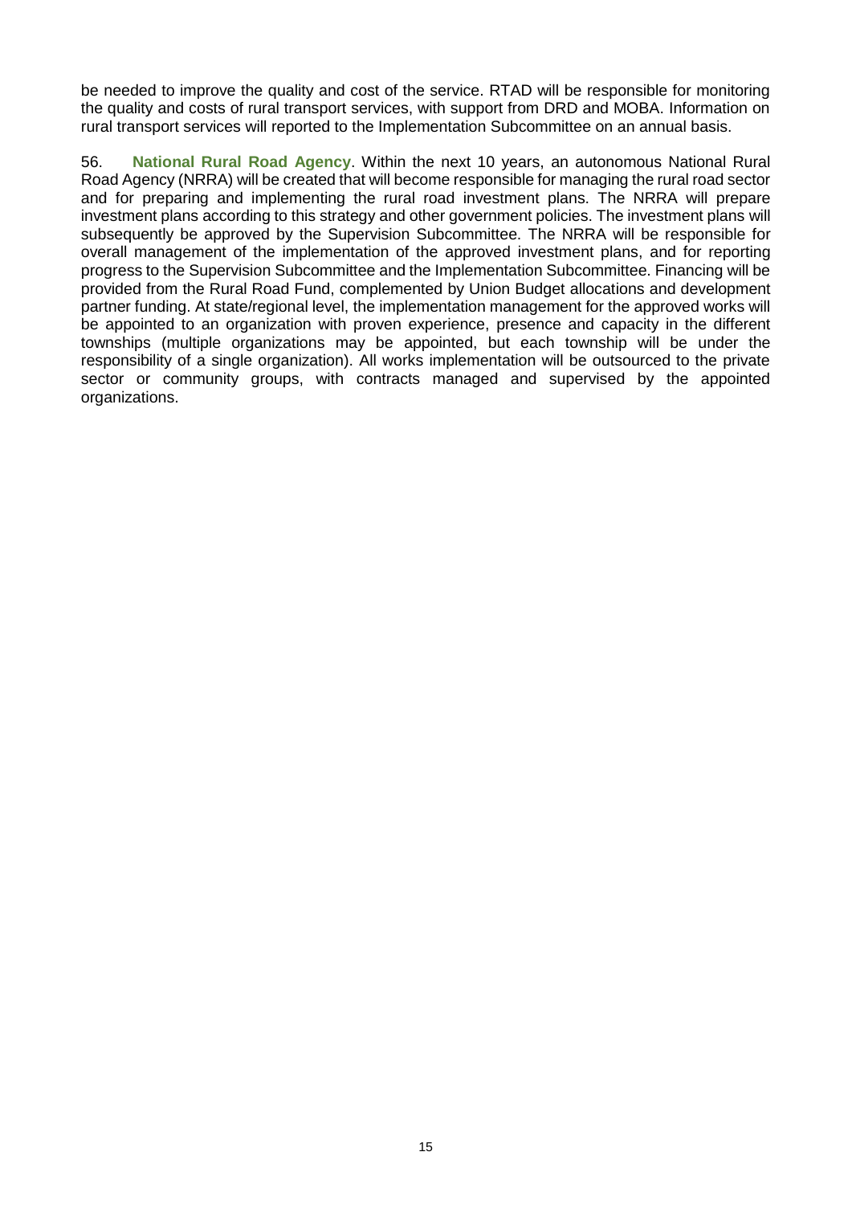be needed to improve the quality and cost of the service. RTAD will be responsible for monitoring the quality and costs of rural transport services, with support from DRD and MOBA. Information on rural transport services will reported to the Implementation Subcommittee on an annual basis.

56. **National Rural Road Agency**. Within the next 10 years, an autonomous National Rural Road Agency (NRRA) will be created that will become responsible for managing the rural road sector and for preparing and implementing the rural road investment plans. The NRRA will prepare investment plans according to this strategy and other government policies. The investment plans will subsequently be approved by the Supervision Subcommittee. The NRRA will be responsible for overall management of the implementation of the approved investment plans, and for reporting progress to the Supervision Subcommittee and the Implementation Subcommittee. Financing will be provided from the Rural Road Fund, complemented by Union Budget allocations and development partner funding. At state/regional level, the implementation management for the approved works will be appointed to an organization with proven experience, presence and capacity in the different townships (multiple organizations may be appointed, but each township will be under the responsibility of a single organization). All works implementation will be outsourced to the private sector or community groups, with contracts managed and supervised by the appointed organizations.